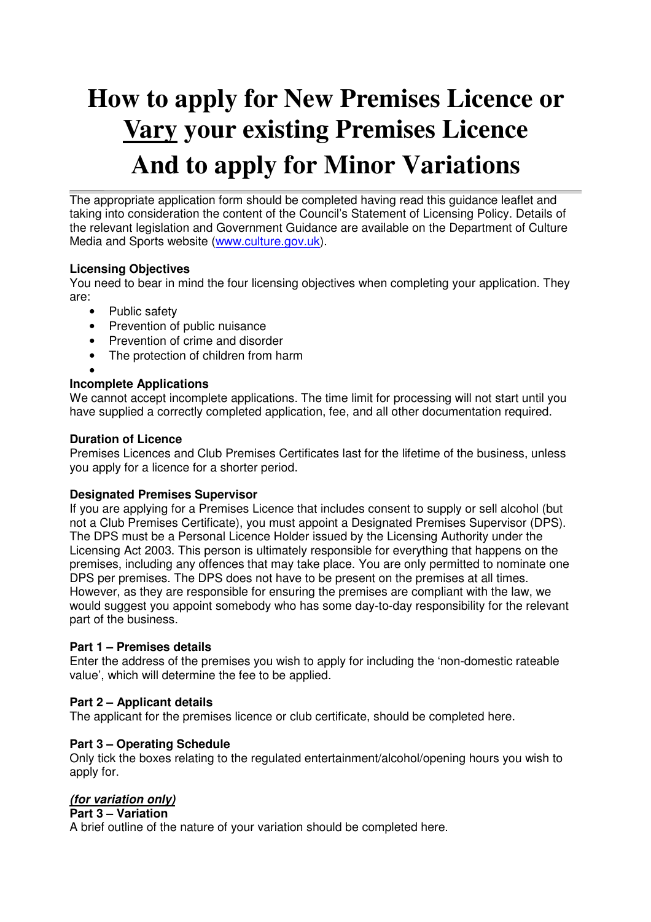# How to apply for New Premises Licence or Vary your existing Premises Licence And to apply for Minor Variations

The appropriate application form should be completed having read this guidance leaflet and taking into consideration the content of the Council's Statement of Licensing Policy. Details of the relevant legislation and Government Guidance are available on the Department of Culture Media and Sports website (www.culture.gov.uk).

**Licensing Objectives**
You need to bear in mind the four licensing objectives when completing your application. They are:

- Public safety
- Prevention of public nuisance
- Prevention of crime and disorder
- The protection of children from harm

**Incomplete Applications**
We cannot accept incomplete applications. The time limit for processing will not start until you have supplied a correctly completed application, fee, and all other documentation required.

**Duration of Licence**
Premises Licences and Club Premises Certificates last for the lifetime of the business, unless you apply for a licence for a shorter period.

**Designated Premises Supervisor**
If you are applying for a Premises Licence that includes consent to supply or sell alcohol (but not a Club Premises Certificate), you must appoint a Designated Premises Supervisor (DPS). The DPS must be a Personal Licence Holder issued by the Licensing Authority under the Licensing Act 2003. This person is ultimately responsible for everything that happens on the premises, including any offences that may take place. You are only permitted to nominate one DPS per premises. The DPS does not have to be present on the premises at all times. However, as they are responsible for ensuring the premises are compliant with the law, we would suggest you appoint somebody who has some day-to-day responsibility for the relevant part of the business.

**Part 1 – Premises details**
Enter the address of the premises you wish to apply for including the 'non-domestic rateable value', which will determine the fee to be applied.

**Part 2 – Applicant details**
The applicant for the premises licence or club certificate, should be completed here.

**Part 3 – Operating Schedule**
Only tick the boxes relating to the regulated entertainment/alcohol/opening hours you wish to apply for.

***(for variation only)***
**Part 3 – Variation**
A brief outline of the nature of your variation should be completed here.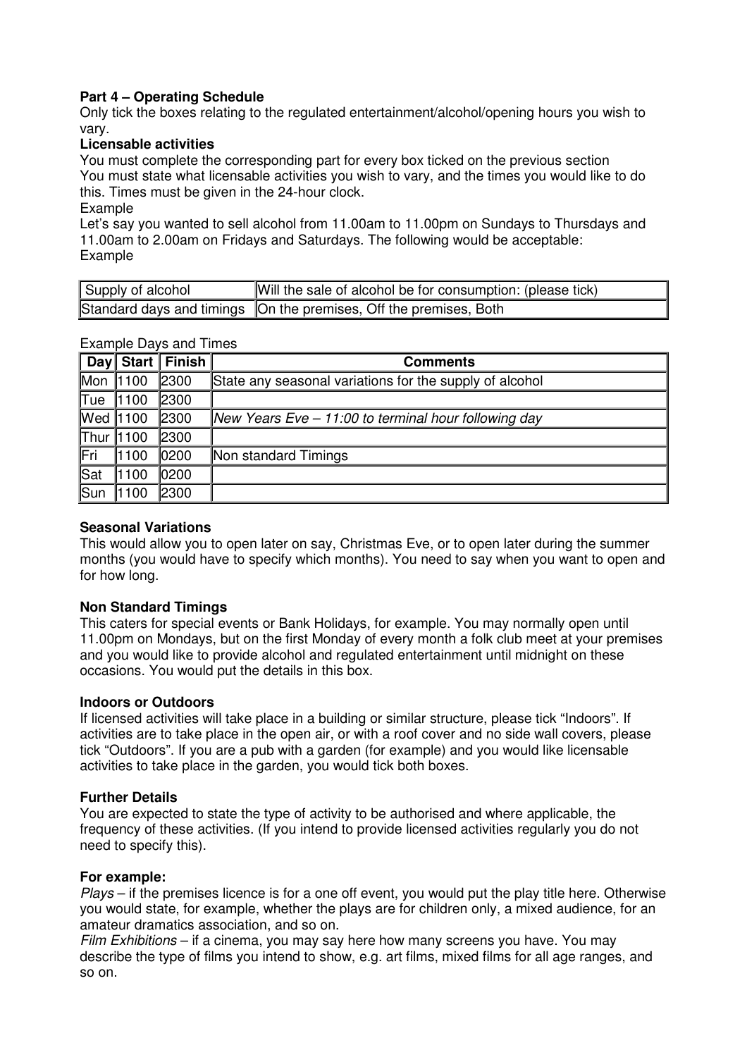**Part 4 – Operating Schedule**

Only tick the boxes relating to the regulated entertainment/alcohol/opening hours you wish to vary.

**Licensable activities**

You must complete the corresponding part for every box ticked on the previous section

You must state what licensable activities you wish to vary, and the times you would like to do this. Times must be given in the 24-hour clock.

Example

Let's say you wanted to sell alcohol from 11.00am to 11.00pm on Sundays to Thursdays and 11.00am to 2.00am on Fridays and Saturdays. The following would be acceptable:

Example

| Supply of alcohol | Will the sale of alcohol be for consumption: (please tick) |
|---|---|
| Standard days and timings | On the premises, Off the premises, Both |

Example Days and Times

| Day | Start | Finish | Comments |
|---|---|---|---|
| Mon | 1100 | 2300 | State any seasonal variations for the supply of alcohol |
| Tue | 1100 | 2300 | |
| Wed | 1100 | 2300 | *New Years Eve – 11:00 to terminal hour following day* |
| Thur | 1100 | 2300 | |
| Fri | 1100 | 0200 | Non standard Timings |
| Sat | 1100 | 0200 | |
| Sun | 1100 | 2300 | |

**Seasonal Variations**

This would allow you to open later on say, Christmas Eve, or to open later during the summer months (you would have to specify which months). You need to say when you want to open and for how long.

**Non Standard Timings**

This caters for special events or Bank Holidays, for example. You may normally open until 11.00pm on Mondays, but on the first Monday of every month a folk club meet at your premises and you would like to provide alcohol and regulated entertainment until midnight on these occasions. You would put the details in this box.

**Indoors or Outdoors**

If licensed activities will take place in a building or similar structure, please tick "Indoors". If activities are to take place in the open air, or with a roof cover and no side wall covers, please tick "Outdoors". If you are a pub with a garden (for example) and you would like licensable activities to take place in the garden, you would tick both boxes.

**Further Details**

You are expected to state the type of activity to be authorised and where applicable, the frequency of these activities. (If you intend to provide licensed activities regularly you do not need to specify this).

**For example:**

*Plays* – if the premises licence is for a one off event, you would put the play title here. Otherwise you would state, for example, whether the plays are for children only, a mixed audience, for an amateur dramatics association, and so on.

*Film Exhibitions* – if a cinema, you may say here how many screens you have. You may describe the type of films you intend to show, e.g. art films, mixed films for all age ranges, and so on.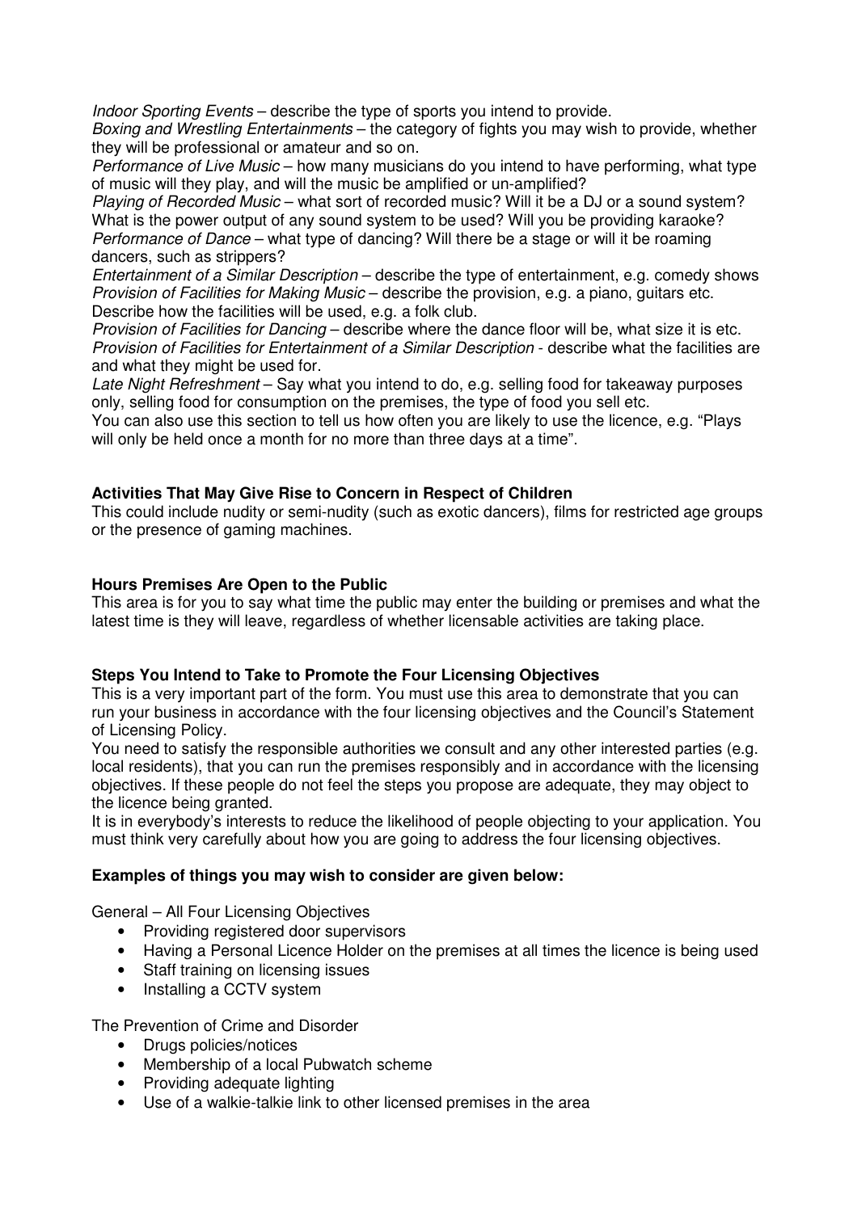*Indoor Sporting Events* – describe the type of sports you intend to provide.
*Boxing and Wrestling Entertainments* – the category of fights you may wish to provide, whether they will be professional or amateur and so on.
*Performance of Live Music* – how many musicians do you intend to have performing, what type of music will they play, and will the music be amplified or un-amplified?
*Playing of Recorded Music* – what sort of recorded music? Will it be a DJ or a sound system? What is the power output of any sound system to be used? Will you be providing karaoke?
*Performance of Dance* – what type of dancing? Will there be a stage or will it be roaming dancers, such as strippers?
*Entertainment of a Similar Description* – describe the type of entertainment, e.g. comedy shows
*Provision of Facilities for Making Music* – describe the provision, e.g. a piano, guitars etc. Describe how the facilities will be used, e.g. a folk club.
*Provision of Facilities for Dancing* – describe where the dance floor will be, what size it is etc.
*Provision of Facilities for Entertainment of a Similar Description* - describe what the facilities are and what they might be used for.
*Late Night Refreshment* – Say what you intend to do, e.g. selling food for takeaway purposes only, selling food for consumption on the premises, the type of food you sell etc.
You can also use this section to tell us how often you are likely to use the licence, e.g. "Plays will only be held once a month for no more than three days at a time".

**Activities That May Give Rise to Concern in Respect of Children**
This could include nudity or semi-nudity (such as exotic dancers), films for restricted age groups or the presence of gaming machines.

**Hours Premises Are Open to the Public**
This area is for you to say what time the public may enter the building or premises and what the latest time is they will leave, regardless of whether licensable activities are taking place.

**Steps You Intend to Take to Promote the Four Licensing Objectives**
This is a very important part of the form. You must use this area to demonstrate that you can run your business in accordance with the four licensing objectives and the Council's Statement of Licensing Policy.
You need to satisfy the responsible authorities we consult and any other interested parties (e.g. local residents), that you can run the premises responsibly and in accordance with the licensing objectives. If these people do not feel the steps you propose are adequate, they may object to the licence being granted.
It is in everybody's interests to reduce the likelihood of people objecting to your application. You must think very carefully about how you are going to address the four licensing objectives.

**Examples of things you may wish to consider are given below:**

General – All Four Licensing Objectives

- Providing registered door supervisors
- Having a Personal Licence Holder on the premises at all times the licence is being used
- Staff training on licensing issues
- Installing a CCTV system

The Prevention of Crime and Disorder

- Drugs policies/notices
- Membership of a local Pubwatch scheme
- Providing adequate lighting
- Use of a walkie-talkie link to other licensed premises in the area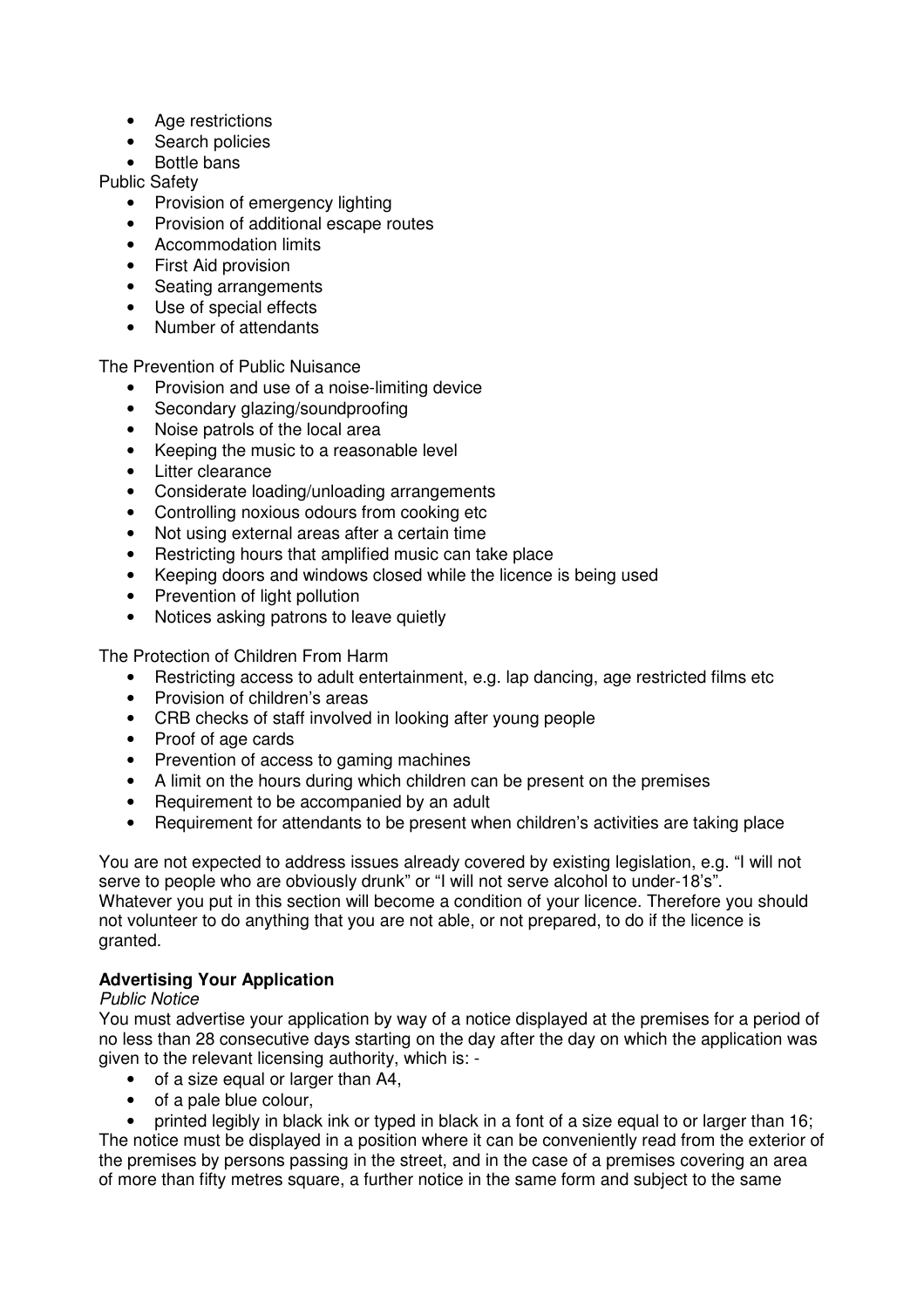- Age restrictions
- Search policies
- Bottle bans

Public Safety

- Provision of emergency lighting
- Provision of additional escape routes
- Accommodation limits
- First Aid provision
- Seating arrangements
- Use of special effects
- Number of attendants

The Prevention of Public Nuisance

- Provision and use of a noise-limiting device
- Secondary glazing/soundproofing
- Noise patrols of the local area
- Keeping the music to a reasonable level
- Litter clearance
- Considerate loading/unloading arrangements
- Controlling noxious odours from cooking etc
- Not using external areas after a certain time
- Restricting hours that amplified music can take place
- Keeping doors and windows closed while the licence is being used
- Prevention of light pollution
- Notices asking patrons to leave quietly

The Protection of Children From Harm

- Restricting access to adult entertainment, e.g. lap dancing, age restricted films etc
- Provision of children's areas
- CRB checks of staff involved in looking after young people
- Proof of age cards
- Prevention of access to gaming machines
- A limit on the hours during which children can be present on the premises
- Requirement to be accompanied by an adult
- Requirement for attendants to be present when children's activities are taking place

You are not expected to address issues already covered by existing legislation, e.g. "I will not serve to people who are obviously drunk" or "I will not serve alcohol to under-18's". Whatever you put in this section will become a condition of your licence. Therefore you should not volunteer to do anything that you are not able, or not prepared, to do if the licence is granted.

**Advertising Your Application**

*Public Notice*

You must advertise your application by way of a notice displayed at the premises for a period of no less than 28 consecutive days starting on the day after the day on which the application was given to the relevant licensing authority, which is: -

- of a size equal or larger than A4,
- of a pale blue colour,
- printed legibly in black ink or typed in black in a font of a size equal to or larger than 16;

The notice must be displayed in a position where it can be conveniently read from the exterior of the premises by persons passing in the street, and in the case of a premises covering an area of more than fifty metres square, a further notice in the same form and subject to the same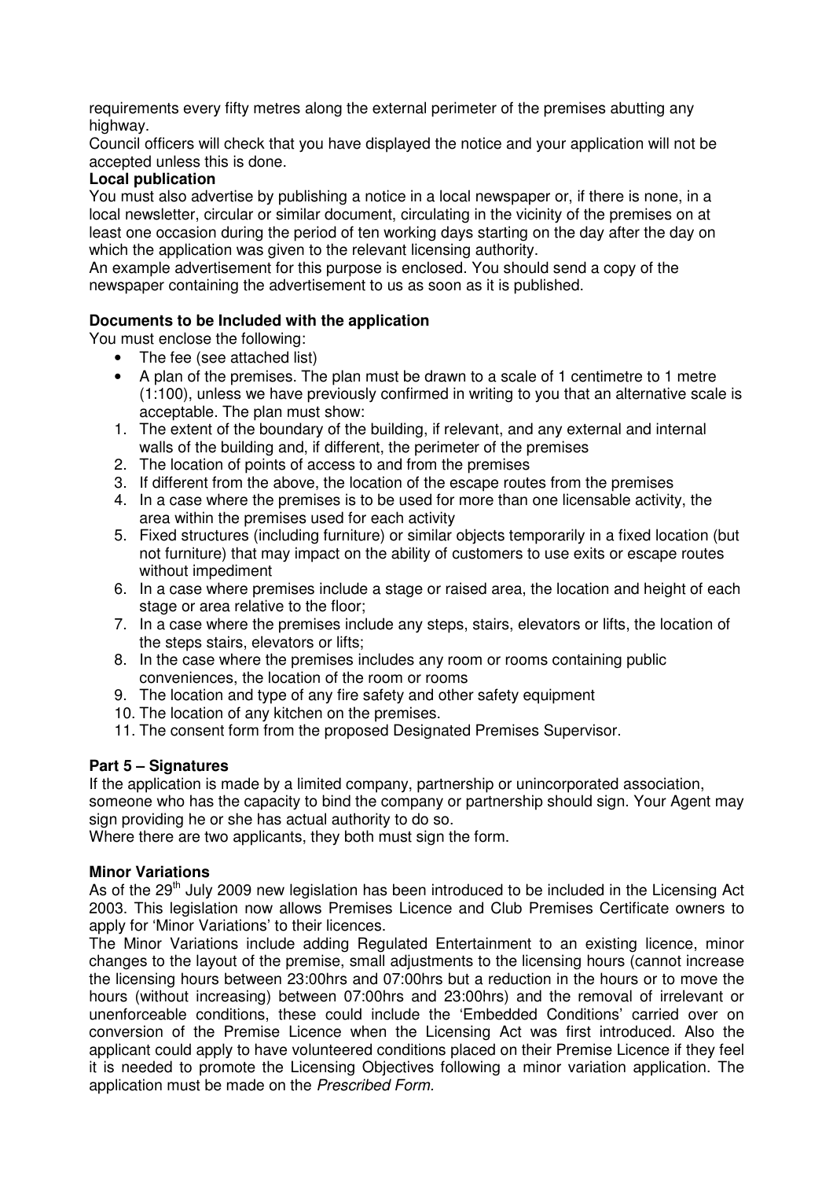requirements every fifty metres along the external perimeter of the premises abutting any highway.

Council officers will check that you have displayed the notice and your application will not be accepted unless this is done.

**Local publication**

You must also advertise by publishing a notice in a local newspaper or, if there is none, in a local newsletter, circular or similar document, circulating in the vicinity of the premises on at least one occasion during the period of ten working days starting on the day after the day on which the application was given to the relevant licensing authority.

An example advertisement for this purpose is enclosed. You should send a copy of the newspaper containing the advertisement to us as soon as it is published.

**Documents to be Included with the application**

You must enclose the following:

- The fee (see attached list)
- A plan of the premises. The plan must be drawn to a scale of 1 centimetre to 1 metre (1:100), unless we have previously confirmed in writing to you that an alternative scale is acceptable. The plan must show:

1. The extent of the boundary of the building, if relevant, and any external and internal walls of the building and, if different, the perimeter of the premises
2. The location of points of access to and from the premises
3. If different from the above, the location of the escape routes from the premises
4. In a case where the premises is to be used for more than one licensable activity, the area within the premises used for each activity
5. Fixed structures (including furniture) or similar objects temporarily in a fixed location (but not furniture) that may impact on the ability of customers to use exits or escape routes without impediment
6. In a case where premises include a stage or raised area, the location and height of each stage or area relative to the floor;
7. In a case where the premises include any steps, stairs, elevators or lifts, the location of the steps stairs, elevators or lifts;
8. In the case where the premises includes any room or rooms containing public conveniences, the location of the room or rooms
9. The location and type of any fire safety and other safety equipment
10. The location of any kitchen on the premises.
11. The consent form from the proposed Designated Premises Supervisor.

**Part 5 – Signatures**

If the application is made by a limited company, partnership or unincorporated association, someone who has the capacity to bind the company or partnership should sign. Your Agent may sign providing he or she has actual authority to do so.

Where there are two applicants, they both must sign the form.

**Minor Variations**

As of the 29th July 2009 new legislation has been introduced to be included in the Licensing Act 2003. This legislation now allows Premises Licence and Club Premises Certificate owners to apply for 'Minor Variations' to their licences.

The Minor Variations include adding Regulated Entertainment to an existing licence, minor changes to the layout of the premise, small adjustments to the licensing hours (cannot increase the licensing hours between 23:00hrs and 07:00hrs but a reduction in the hours or to move the hours (without increasing) between 07:00hrs and 23:00hrs) and the removal of irrelevant or unenforceable conditions, these could include the 'Embedded Conditions' carried over on conversion of the Premise Licence when the Licensing Act was first introduced. Also the applicant could apply to have volunteered conditions placed on their Premise Licence if they feel it is needed to promote the Licensing Objectives following a minor variation application. The application must be made on the *Prescribed Form.*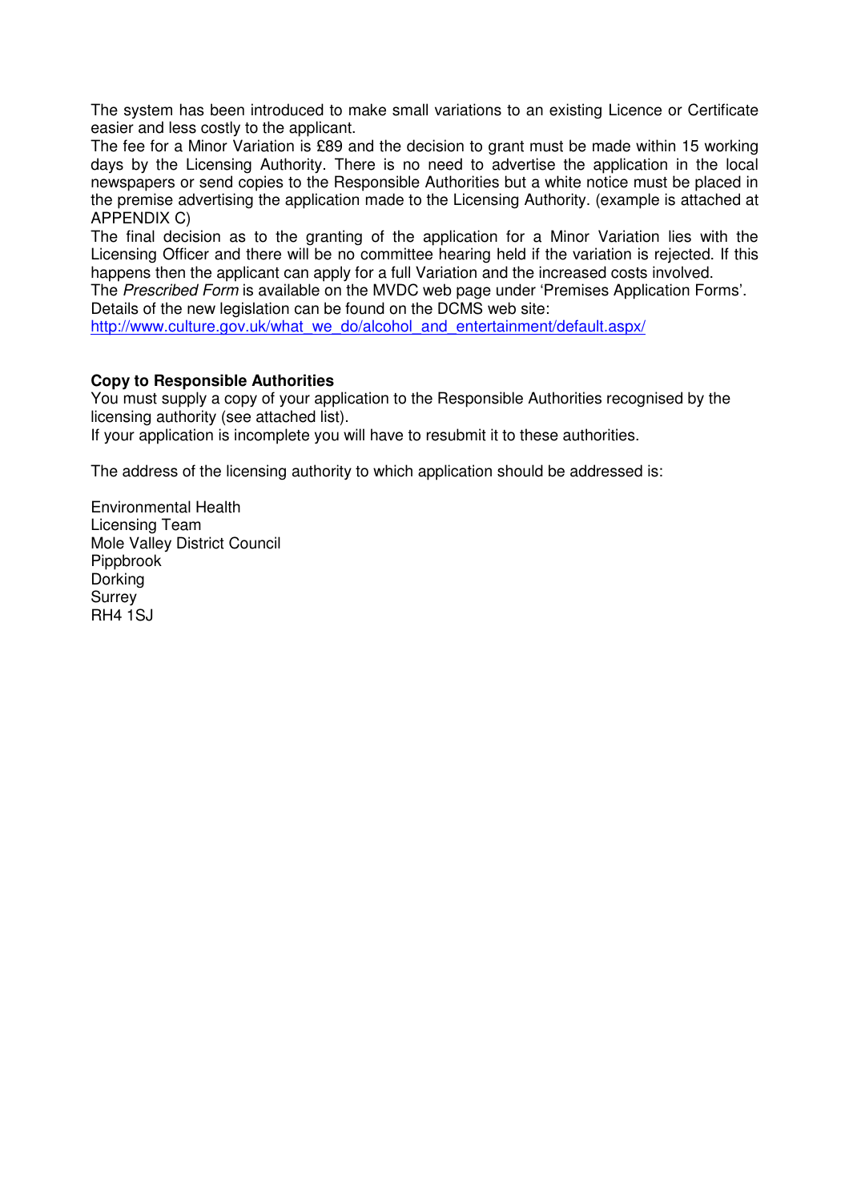The system has been introduced to make small variations to an existing Licence or Certificate easier and less costly to the applicant.

The fee for a Minor Variation is £89 and the decision to grant must be made within 15 working days by the Licensing Authority. There is no need to advertise the application in the local newspapers or send copies to the Responsible Authorities but a white notice must be placed in the premise advertising the application made to the Licensing Authority. (example is attached at APPENDIX C)

The final decision as to the granting of the application for a Minor Variation lies with the Licensing Officer and there will be no committee hearing held if the variation is rejected. If this happens then the applicant can apply for a full Variation and the increased costs involved.

The *Prescribed Form* is available on the MVDC web page under 'Premises Application Forms'.

Details of the new legislation can be found on the DCMS web site:

http://www.culture.gov.uk/what_we_do/alcohol_and_entertainment/default.aspx/

**Copy to Responsible Authorities**

You must supply a copy of your application to the Responsible Authorities recognised by the licensing authority (see attached list).

If your application is incomplete you will have to resubmit it to these authorities.

The address of the licensing authority to which application should be addressed is:

Environmental Health  
Licensing Team  
Mole Valley District Council  
Pippbrook  
Dorking  
Surrey  
RH4 1SJ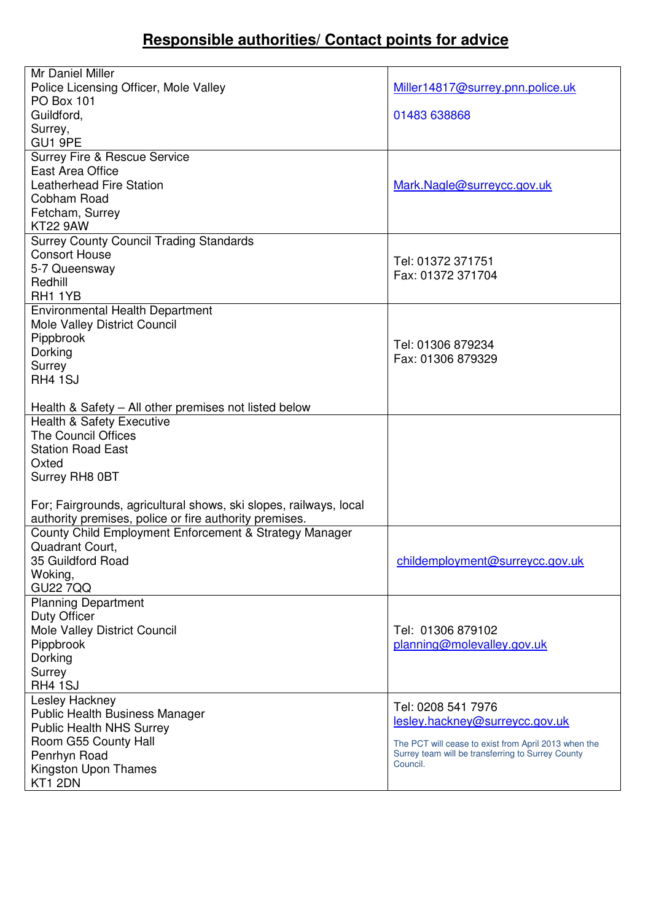## Responsible authorities/ Contact points for advice

| | |
|---|---|
| Mr Daniel Miller<br>Police Licensing Officer, Mole Valley<br>PO Box 101<br>Guildford,<br>Surrey,<br>GU1 9PE | Miller14817@surrey.pnn.police.uk<br><br>01483 638868 |
| Surrey Fire & Rescue Service<br>East Area Office<br>Leatherhead Fire Station<br>Cobham Road<br>Fetcham, Surrey<br>KT22 9AW | Mark.Nagle@surreycc.gov.uk |
| Surrey County Council Trading Standards<br>Consort House<br>5-7 Queensway<br>Redhill<br>RH1 1YB | Tel: 01372 371751<br>Fax: 01372 371704 |
| Environmental Health Department<br>Mole Valley District Council<br>Pippbrook<br>Dorking<br>Surrey<br>RH4 1SJ<br><br>Health & Safety – All other premises not listed below | Tel: 01306 879234<br>Fax: 01306 879329 |
| Health & Safety Executive<br>The Council Offices<br>Station Road East<br>Oxted<br>Surrey RH8 0BT<br><br>For; Fairgrounds, agricultural shows, ski slopes, railways, local authority premises, police or fire authority premises. | |
| County Child Employment Enforcement & Strategy Manager<br>Quadrant Court,<br>35 Guildford Road<br>Woking,<br>GU22 7QQ | childemployment@surreycc.gov.uk |
| Planning Department<br>Duty Officer<br>Mole Valley District Council<br>Pippbrook<br>Dorking<br>Surrey<br>RH4 1SJ | Tel: 01306 879102<br>planning@molevalley.gov.uk |
| Lesley Hackney<br>Public Health Business Manager<br>Public Health NHS Surrey<br>Room G55 County Hall<br>Penrhyn Road<br>Kingston Upon Thames<br>KT1 2DN | Tel: 0208 541 7976<br>lesley.hackney@surreycc.gov.uk<br><br>The PCT will cease to exist from April 2013 when the Surrey team will be transferring to Surrey County Council. |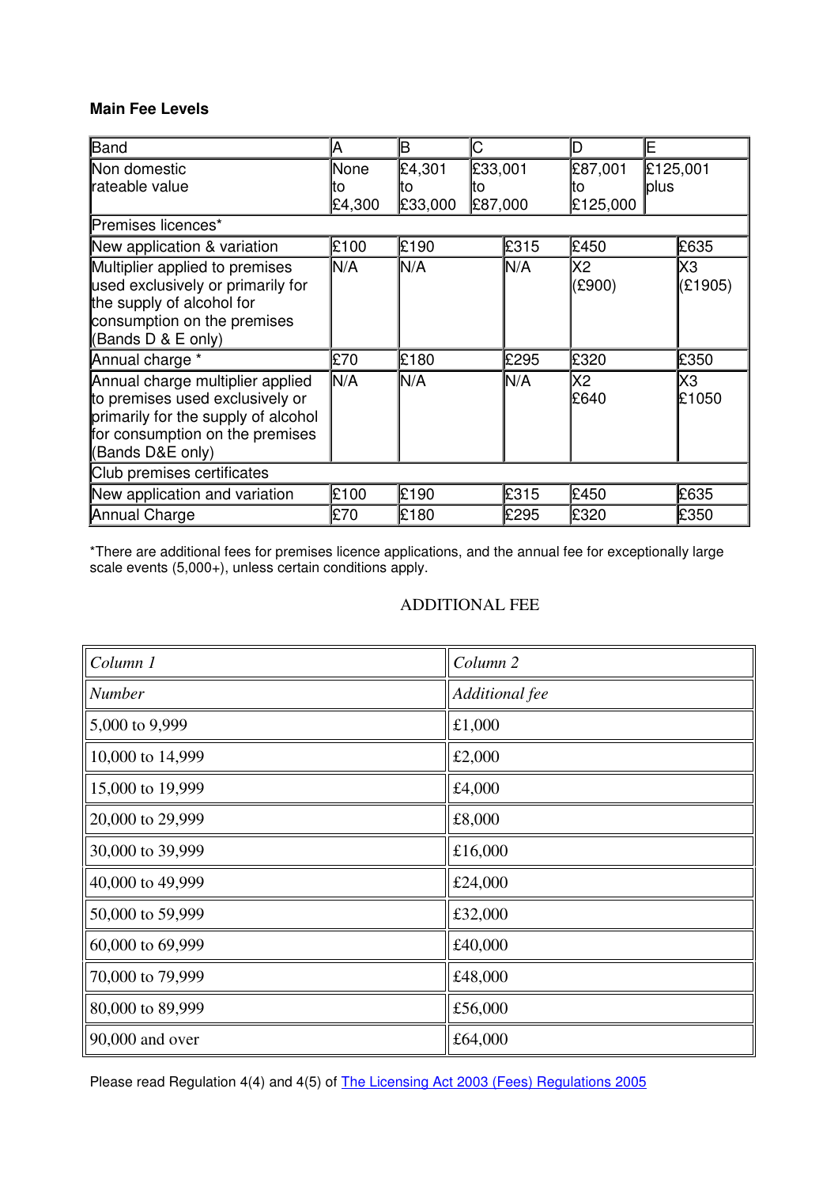**Main Fee Levels**

| Band | A | B | C | D | E |
|---|---|---|---|---|---|
| Non domestic rateable value | None to £4,300 | £4,301 to £33,000 | £33,001 to £87,000 | £87,001 to £125,000 | £125,001 plus |
| Premises licences* | | | | | |
| New application & variation | £100 | £190 | £315 | £450 | £635 |
| Multiplier applied to premises used exclusively or primarily for the supply of alcohol for consumption on the premises (Bands D & E only) | N/A | N/A | N/A | X2 (£900) | X3 (£1905) |
| Annual charge * | £70 | £180 | £295 | £320 | £350 |
| Annual charge multiplier applied to premises used exclusively or primarily for the supply of alcohol for consumption on the premises (Bands D&E only) | N/A | N/A | N/A | X2 £640 | X3 £1050 |
| Club premises certificates | | | | | |
| New application and variation | £100 | £190 | £315 | £450 | £635 |
| Annual Charge | £70 | £180 | £295 | £320 | £350 |

*There are additional fees for premises licence applications, and the annual fee for exceptionally large scale events (5,000+), unless certain conditions apply.

ADDITIONAL FEE

| *Column 1* | *Column 2* |
|---|---|
| *Number* | *Additional fee* |
| 5,000 to 9,999 | £1,000 |
| 10,000 to 14,999 | £2,000 |
| 15,000 to 19,999 | £4,000 |
| 20,000 to 29,999 | £8,000 |
| 30,000 to 39,999 | £16,000 |
| 40,000 to 49,999 | £24,000 |
| 50,000 to 59,999 | £32,000 |
| 60,000 to 69,999 | £40,000 |
| 70,000 to 79,999 | £48,000 |
| 80,000 to 89,999 | £56,000 |
| 90,000 and over | £64,000 |

Please read Regulation 4(4) and 4(5) of The Licensing Act 2003 (Fees) Regulations 2005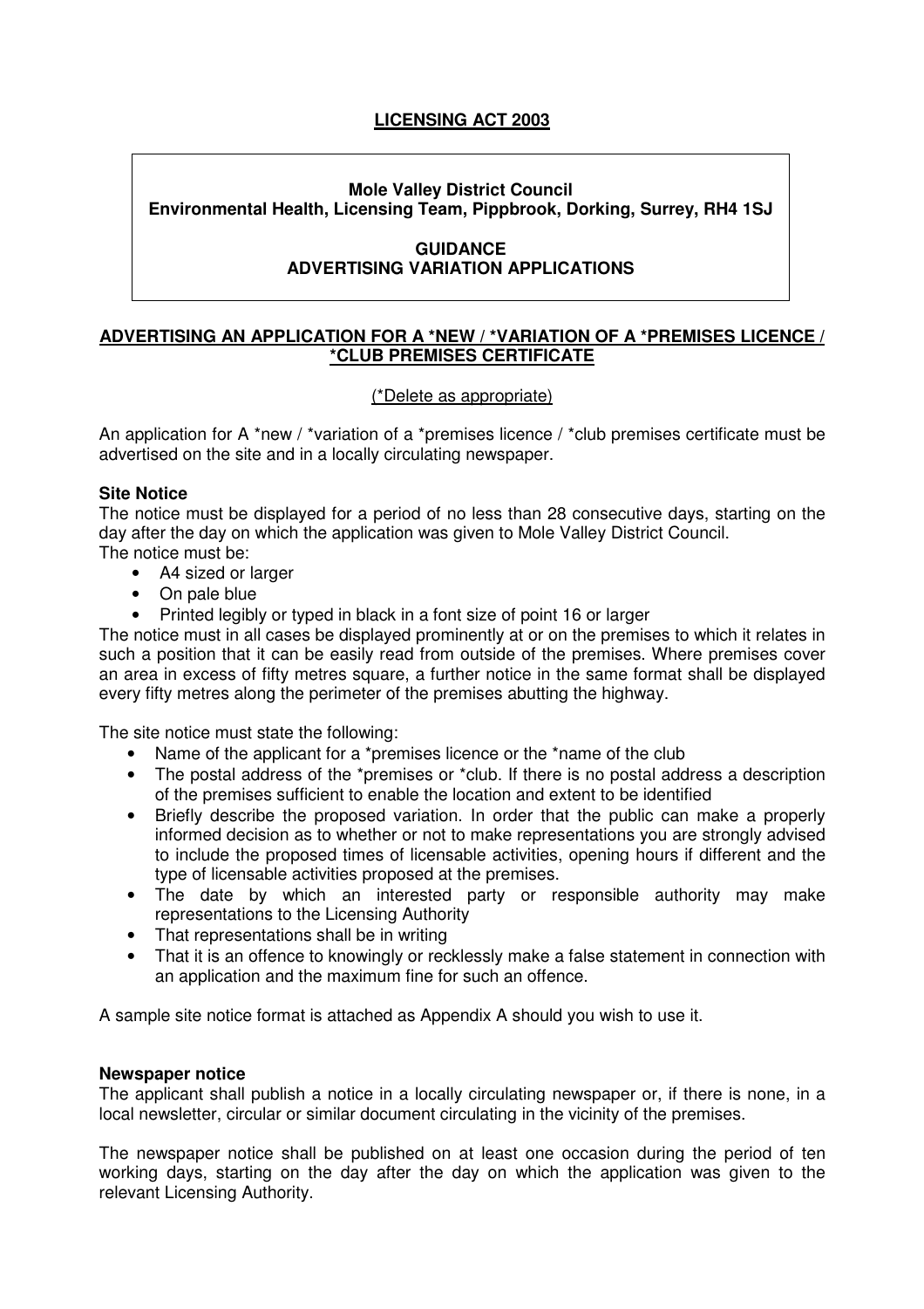**LICENSING ACT 2003**

**Mole Valley District Council**
**Environmental Health, Licensing Team, Pippbrook, Dorking, Surrey, RH4 1SJ**

**GUIDANCE**
**ADVERTISING VARIATION APPLICATIONS**

**ADVERTISING AN APPLICATION FOR A *NEW / *VARIATION OF A *PREMISES LICENCE / *CLUB PREMISES CERTIFICATE**

(*Delete as appropriate)

An application for A *new / *variation of a *premises licence / *club premises certificate must be advertised on the site and in a locally circulating newspaper.

**Site Notice**

The notice must be displayed for a period of no less than 28 consecutive days, starting on the day after the day on which the application was given to Mole Valley District Council.
The notice must be:

- A4 sized or larger
- On pale blue
- Printed legibly or typed in black in a font size of point 16 or larger

The notice must in all cases be displayed prominently at or on the premises to which it relates in such a position that it can be easily read from outside of the premises. Where premises cover an area in excess of fifty metres square, a further notice in the same format shall be displayed every fifty metres along the perimeter of the premises abutting the highway.

The site notice must state the following:

- Name of the applicant for a *premises licence or the *name of the club
- The postal address of the *premises or *club. If there is no postal address a description of the premises sufficient to enable the location and extent to be identified
- Briefly describe the proposed variation. In order that the public can make a properly informed decision as to whether or not to make representations you are strongly advised to include the proposed times of licensable activities, opening hours if different and the type of licensable activities proposed at the premises.
- The date by which an interested party or responsible authority may make representations to the Licensing Authority
- That representations shall be in writing
- That it is an offence to knowingly or recklessly make a false statement in connection with an application and the maximum fine for such an offence.

A sample site notice format is attached as Appendix A should you wish to use it.

**Newspaper notice**

The applicant shall publish a notice in a locally circulating newspaper or, if there is none, in a local newsletter, circular or similar document circulating in the vicinity of the premises.

The newspaper notice shall be published on at least one occasion during the period of ten working days, starting on the day after the day on which the application was given to the relevant Licensing Authority.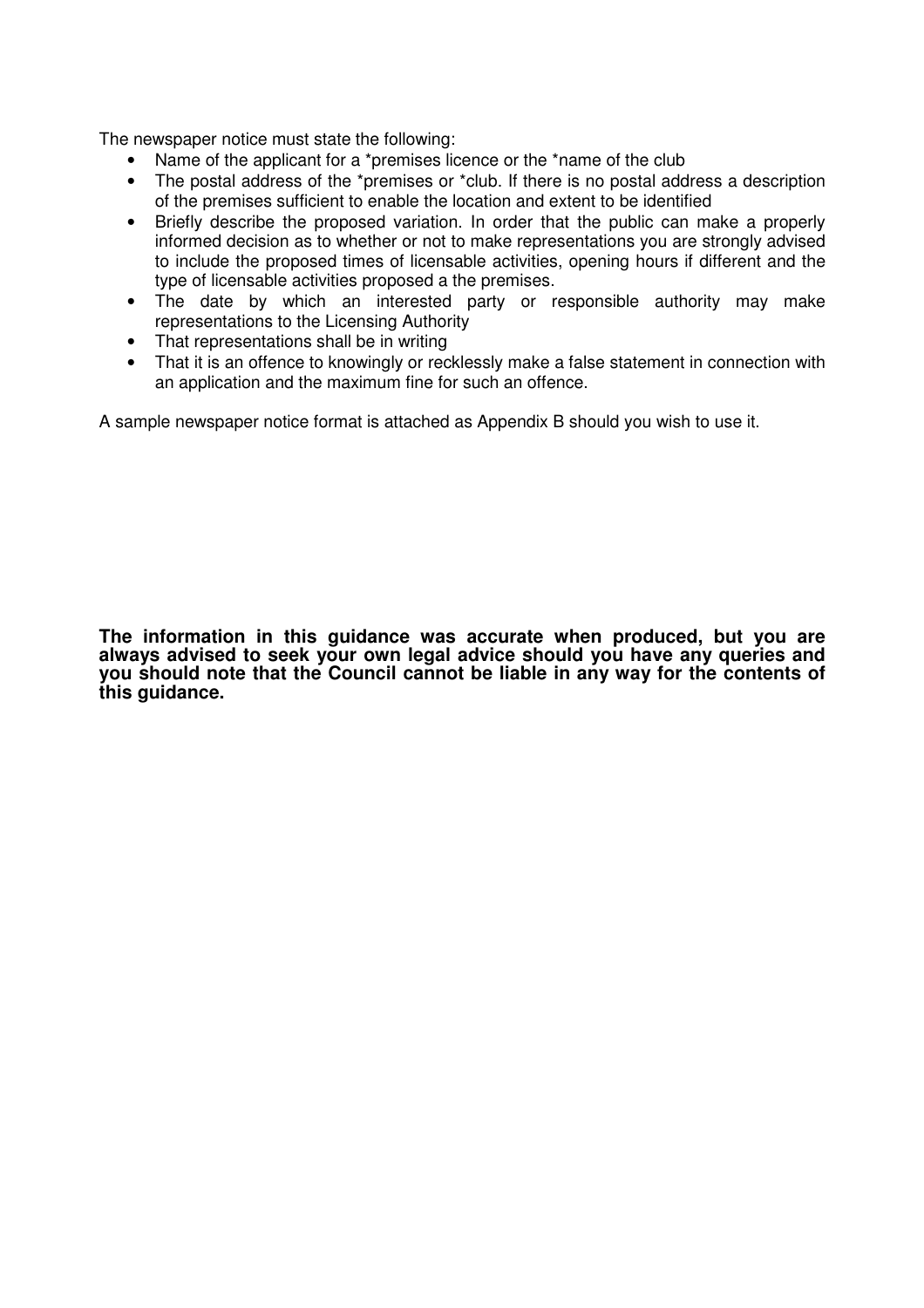The newspaper notice must state the following:

- Name of the applicant for a *premises licence or the *name of the club
- The postal address of the *premises or *club. If there is no postal address a description of the premises sufficient to enable the location and extent to be identified
- Briefly describe the proposed variation. In order that the public can make a properly informed decision as to whether or not to make representations you are strongly advised to include the proposed times of licensable activities, opening hours if different and the type of licensable activities proposed a the premises.
- The date by which an interested party or responsible authority may make representations to the Licensing Authority
- That representations shall be in writing
- That it is an offence to knowingly or recklessly make a false statement in connection with an application and the maximum fine for such an offence.

A sample newspaper notice format is attached as Appendix B should you wish to use it.

**The information in this guidance was accurate when produced, but you are always advised to seek your own legal advice should you have any queries and you should note that the Council cannot be liable in any way for the contents of this guidance.**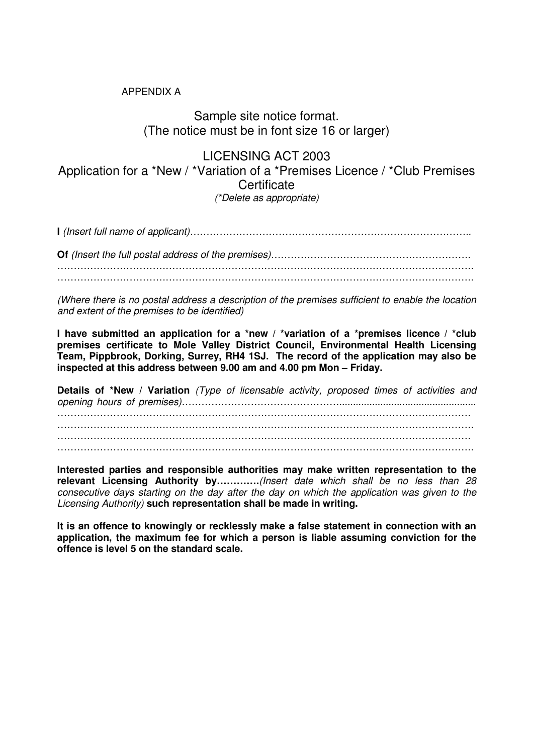APPENDIX A

## Sample site notice format.
## (The notice must be in font size 16 or larger)

## LICENSING ACT 2003
## Application for a *New / *Variation of a *Premises Licence / *Club Premises Certificate

*(*Delete as appropriate)*

**I** *(Insert full name of applicant)*…………………………………………………………………………..

**Of** *(Insert the full postal address of the premises)*…………………………………………………….
……………………………………………………………………………………………………………….
……………………………………………………………………………………………………………….

*(Where there is no postal address a description of the premises sufficient to enable the location and extent of the premises to be identified)*

**I have submitted an application for a *new / *variation of a *premises licence / *club premises certificate to Mole Valley District Council, Environmental Health Licensing Team, Pippbrook, Dorking, Surrey, RH4 1SJ. The record of the application may also be inspected at this address between 9.00 am and 4.00 pm Mon – Friday.**

**Details of *New / Variation** *(Type of licensable activity, proposed times of activities and opening hours of premises)*………………………………………………………………………………
……………………………………………………………………………………………………………
……………………………………………………………………………………………………………….
……………………………………………………………………………………………………………
……………………………………………………………………………………………………………….

**Interested parties and responsible authorities may make written representation to the relevant Licensing Authority by…………***(Insert date which shall be no less than 28 consecutive days starting on the day after the day on which the application was given to the Licensing Authority)* **such representation shall be made in writing.**

**It is an offence to knowingly or recklessly make a false statement in connection with an application, the maximum fee for which a person is liable assuming conviction for the offence is level 5 on the standard scale.**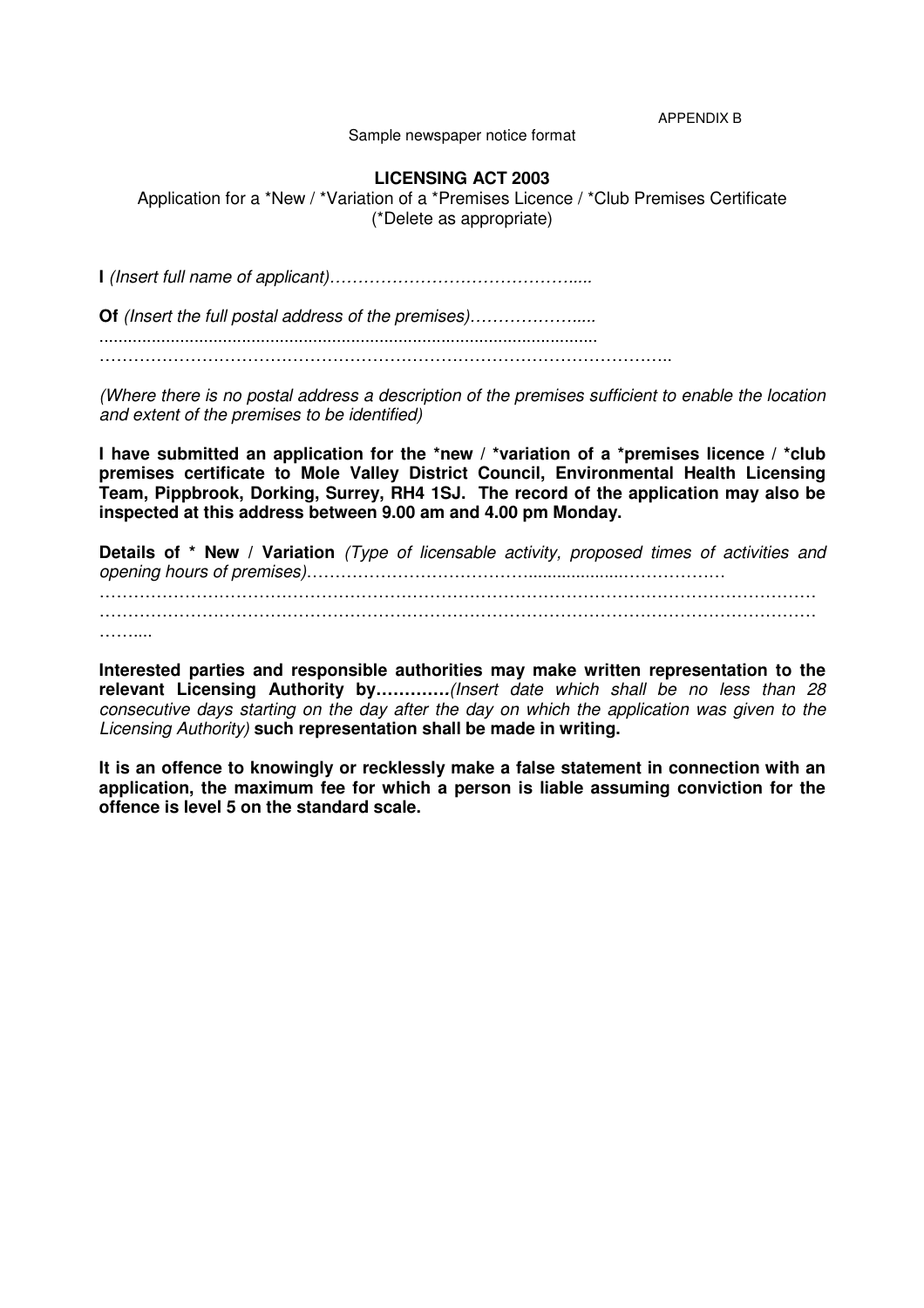APPENDIX B

Sample newspaper notice format

**LICENSING ACT 2003**

Application for a *New / *Variation of a *Premises Licence / *Club Premises Certificate
(*Delete as appropriate)

**I** *(Insert full name of applicant)*……………………………………......

**Of** *(Insert the full postal address of the premises)*……………….....
........................................................................................................
……………………………………………………………………………………..

*(Where there is no postal address a description of the premises sufficient to enable the location and extent of the premises to be identified)*

**I have submitted an application for the *new / *variation of a *premises licence / *club premises certificate to Mole Valley District Council, Environmental Health Licensing Team, Pippbrook, Dorking, Surrey, RH4 1SJ. The record of the application may also be inspected at this address between 9.00 am and 4.00 pm Monday.**

**Details of * New / Variation** *(Type of licensable activity, proposed times of activities and opening hours of premises)*…………………………………...................………………
…………………………………………………………………………………………………………
…………………………………………………………………………………………………………
……....

**Interested parties and responsible authorities may make written representation to the relevant Licensing Authority by…………***(Insert date which shall be no less than 28 consecutive days starting on the day after the day on which the application was given to the Licensing Authority)* **such representation shall be made in writing.**

**It is an offence to knowingly or recklessly make a false statement in connection with an application, the maximum fee for which a person is liable assuming conviction for the offence is level 5 on the standard scale.**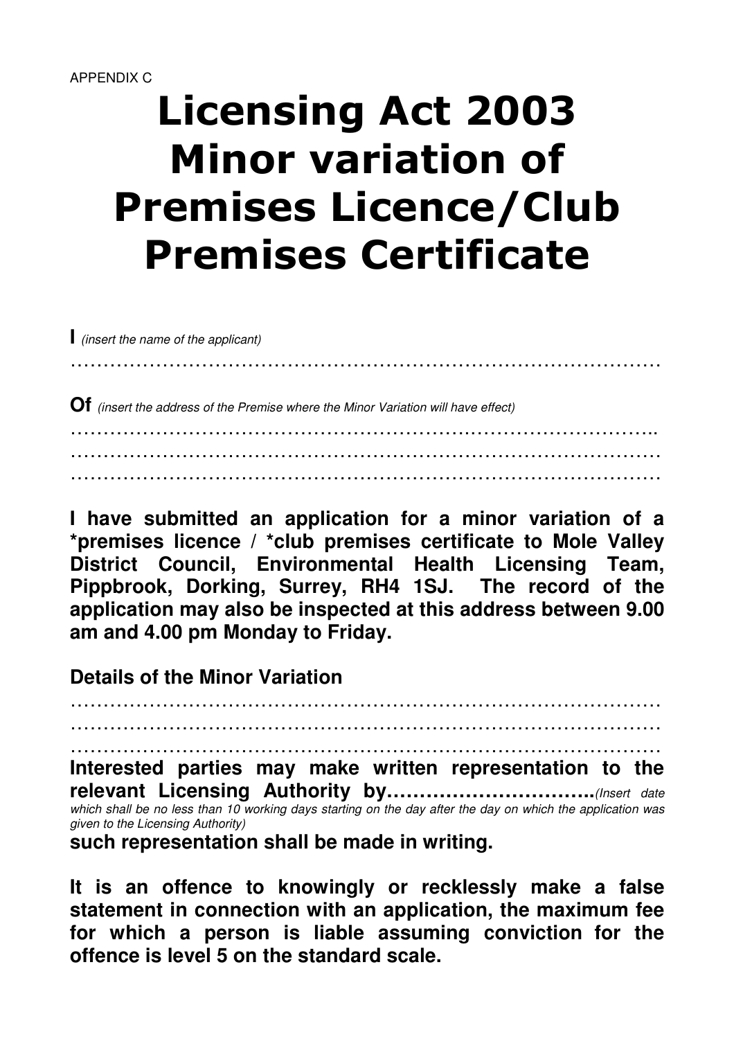APPENDIX C

# Licensing Act 2003 Minor variation of Premises Licence/Club Premises Certificate

**I** *(insert the name of the applicant)*

…………………………………………………………………………………

**Of** *(insert the address of the Premise where the Minor Variation will have effect)*

………………………………………………………………………………..
…………………………………………………………………………………
…………………………………………………………………………………

**I have submitted an application for a minor variation of a *premises licence / *club premises certificate to Mole Valley District Council, Environmental Health Licensing Team, Pippbrook, Dorking, Surrey, RH4 1SJ. The record of the application may also be inspected at this address between 9.00 am and 4.00 pm Monday to Friday.**

**Details of the Minor Variation**

…………………………………………………………………………………
…………………………………………………………………………………
…………………………………………………………………………………

**Interested parties may make written representation to the relevant Licensing Authority by…………………………..***(Insert date which shall be no less than 10 working days starting on the day after the day on which the application was given to the Licensing Authority)*
**such representation shall be made in writing.**

**It is an offence to knowingly or recklessly make a false statement in connection with an application, the maximum fee for which a person is liable assuming conviction for the offence is level 5 on the standard scale.**